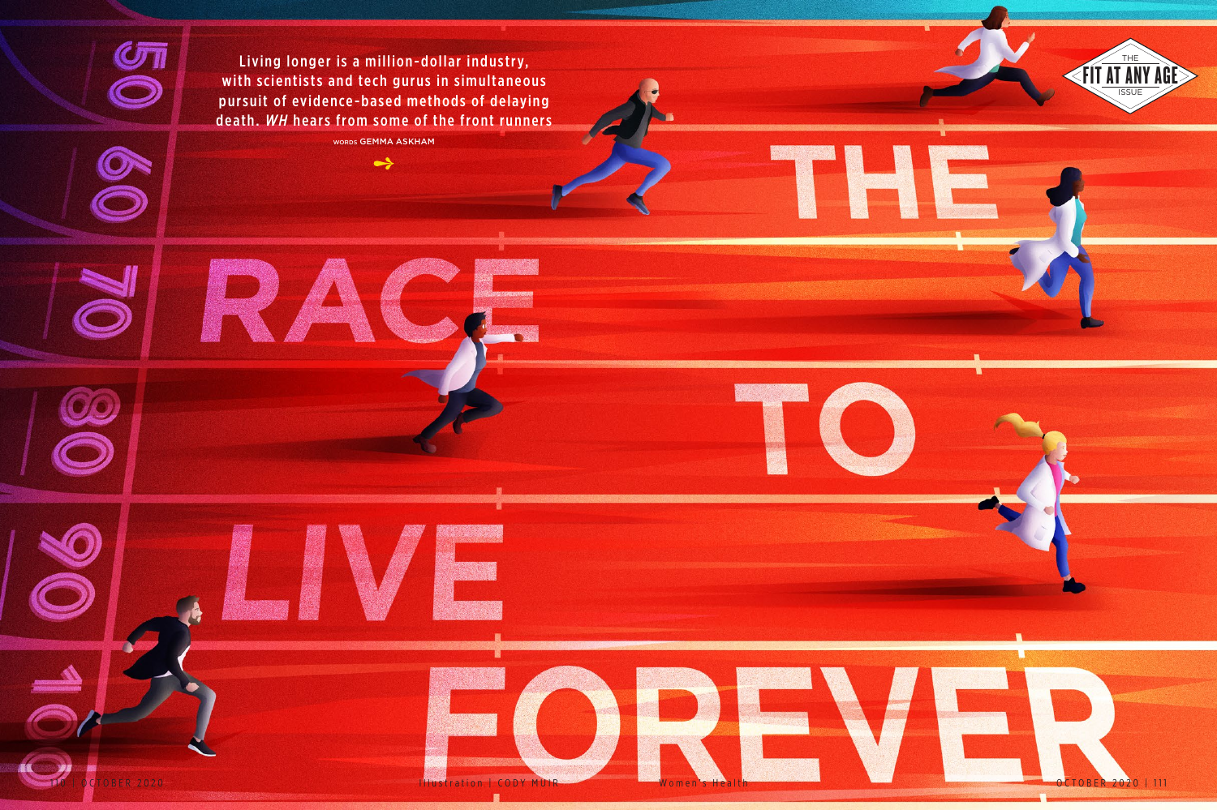# THE RACE TO LIVE FOREVER

Living longer is a million-dollar industry, with scientists and tech gurus in simultaneous pursuit of evidence-based methods of delaying death. *WH* hears from some of the front runners

WORDS GEMMA ASKHAM

Illustration | CODY MUIR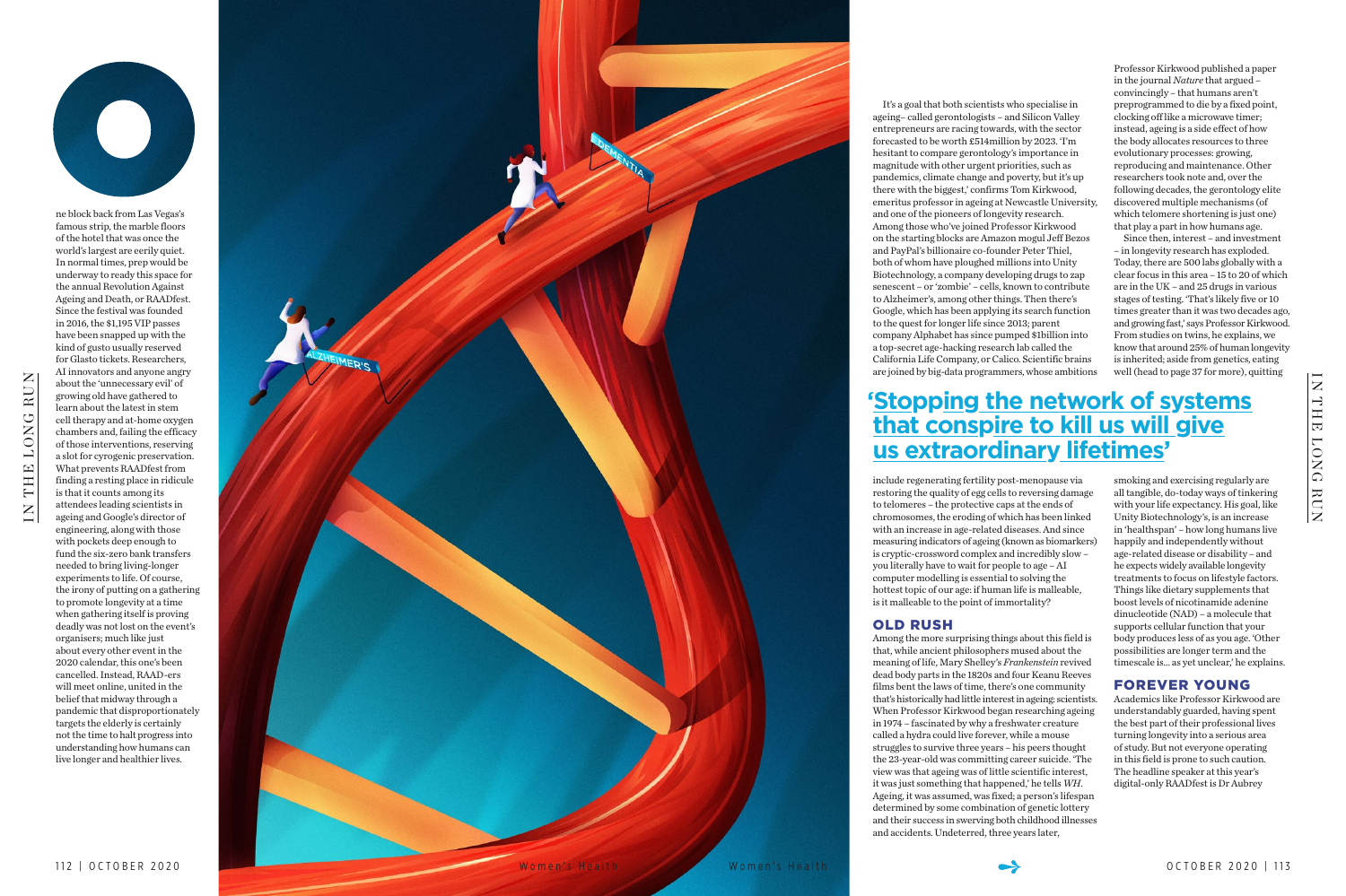**O**ne block back from Las Vegas's famous strip, the marble floors of the hotel that was once the world's largest are eerily quiet. In normal times, prep would be underway to ready this space for the annual Revolution Against Ageing and Death, or RAADfest. Since the festival was founded in 2016, the $1,195 VIP passes have been snapped up with the kind of gusto usually reserved for Glasto tickets. Researchers, AI innovators and anyone angry about the 'unnecessary evil' of growing old have gathered to learn about the latest in stem cell therapy and at-home oxygen chambers and, failing the efficacy of those interventions, reserving a slot for cryogenic preservation. What prevents RAADfest from finding a resting place in ridicule is that it counts among its attendees leading scientists in ageing and Google's director of engineering, along with those with pockets deep enough to fund the six-zero bank transfers needed to bring living-longer experiments to life. Of course, the irony of putting on a gathering to promote longevity at a time when gathering itself is proving deadly was not lost on the event's organisers; much like just about every other event in the 2020 calendar, this one's been cancelled. Instead, RAAD-ers will meet online, united in the belief that midway through a pandemic that disproportionately targets the elderly is certainly not the time to halt progress into understanding how humans can live longer and healthier lives.

It's a goal that both scientists who specialise in ageing– called gerontologists – and Silicon Valley entrepreneurs are racing towards, with the sector forecasted to be worth £514million by 2023. 'I'm hesitant to compare gerontology's importance in magnitude with other urgent priorities, such as pandemics, climate change and poverty, but it's up there with the biggest,' confirms Tom Kirkwood, emeritus professor in ageing at Newcastle University, and one of the pioneers of longevity research. Among those who've joined Professor Kirkwood on the starting blocks are Amazon mogul Jeff Bezos and PayPal's billionaire co-founder Peter Thiel, both of whom have ploughed millions into Unity Biotechnology, a company developing drugs to zap senescent – or 'zombie' – cells, known to contribute to Alzheimer's, among other things. Then there's Google, which has been applying its search function to the quest for longer life since 2013; parent company Alphabet has since pumped $1billion into a top-secret age-hacking research lab called the California Life Company, or Calico. Scientific brains are joined by big-data programmers, whose ambitions include regenerating fertility post-menopause via restoring the quality of egg cells to reversing damage to telomeres – the protective caps at the ends of chromosomes, the eroding of which has been linked with an increase in age-related diseases. And since measuring indicators of ageing (known as biomarkers) is cryptic-crossword complex and incredibly slow – you literally have to wait for people to age – AI computer modelling is essential to solving the hottest topic of our age: if human life is malleable, is it malleable to the point of immortality?

## 'Stopping the network of systems that conspire to kill us will give us extraordinary lifetimes'

### OLD RUSH

Among the more surprising things about this field is that, while ancient philosophers mused about the meaning of life, Mary Shelley's *Frankenstein* revived dead body parts in the 1820s and four Keanu Reeves films bent the laws of time, there's one community that's historically had little interest in ageing: scientists. When Professor Kirkwood began researching ageing in 1974 – fascinated by why a freshwater creature called a hydra could live forever, while a mouse struggles to survive three years – his peers thought the 23-year-old was committing career suicide. 'The view was that ageing was of little scientific interest, it was just something that happened,' he tells *WH*. Ageing, it was assumed, was fixed; a person's lifespan determined by some combination of genetic lottery and their success in swerving both childhood illnesses and accidents. Undeterred, three years later, Professor Kirkwood published a paper in the journal *Nature* that argued – convincingly – that humans aren't preprogrammed to die by a fixed point, clocking off like a microwave timer; instead, ageing is a side effect of how the body allocates resources to three evolutionary processes: growing, reproducing and maintenance. Other researchers took note and, over the following decades, the gerontology elite discovered multiple mechanisms (of which telomere shortening is just one) that play a part in how humans age.

Since then, interest – and investment – in longevity research has exploded. Today, there are 500 labs globally with a clear focus in this area – 15 to 20 of which are in the UK – and 25 drugs in various stages of testing. 'That's likely five or 10 times greater than it was two decades ago, and growing fast,' says Professor Kirkwood. From studies on twins, he explains, we know that around 25% of human longevity is inherited; aside from genetics, eating well (head to page 37 for more), quitting smoking and exercising regularly are all tangible, do-today ways of tinkering with your life expectancy. His goal, like Unity Biotechnology's, is an increase in 'healthspan' – how long humans live happily and independently without age-related disease or disability – and he expects widely available longevity treatments to focus on lifestyle factors. Things like dietary supplements that boost levels of nicotinamide adenine dinucleotide (NAD) – a molecule that supports cellular function that your body produces less of as you age. 'Other possibilities are longer term and the timescale is… as yet unclear,' he explains.

### FOREVER YOUNG

Academics like Professor Kirkwood are understandably guarded, having spent the best part of their professional lives turning longevity into a serious area of study. But not everyone operating in this field is prone to such caution. The headline speaker at this year's digital-only RAADfest is Dr Aubrey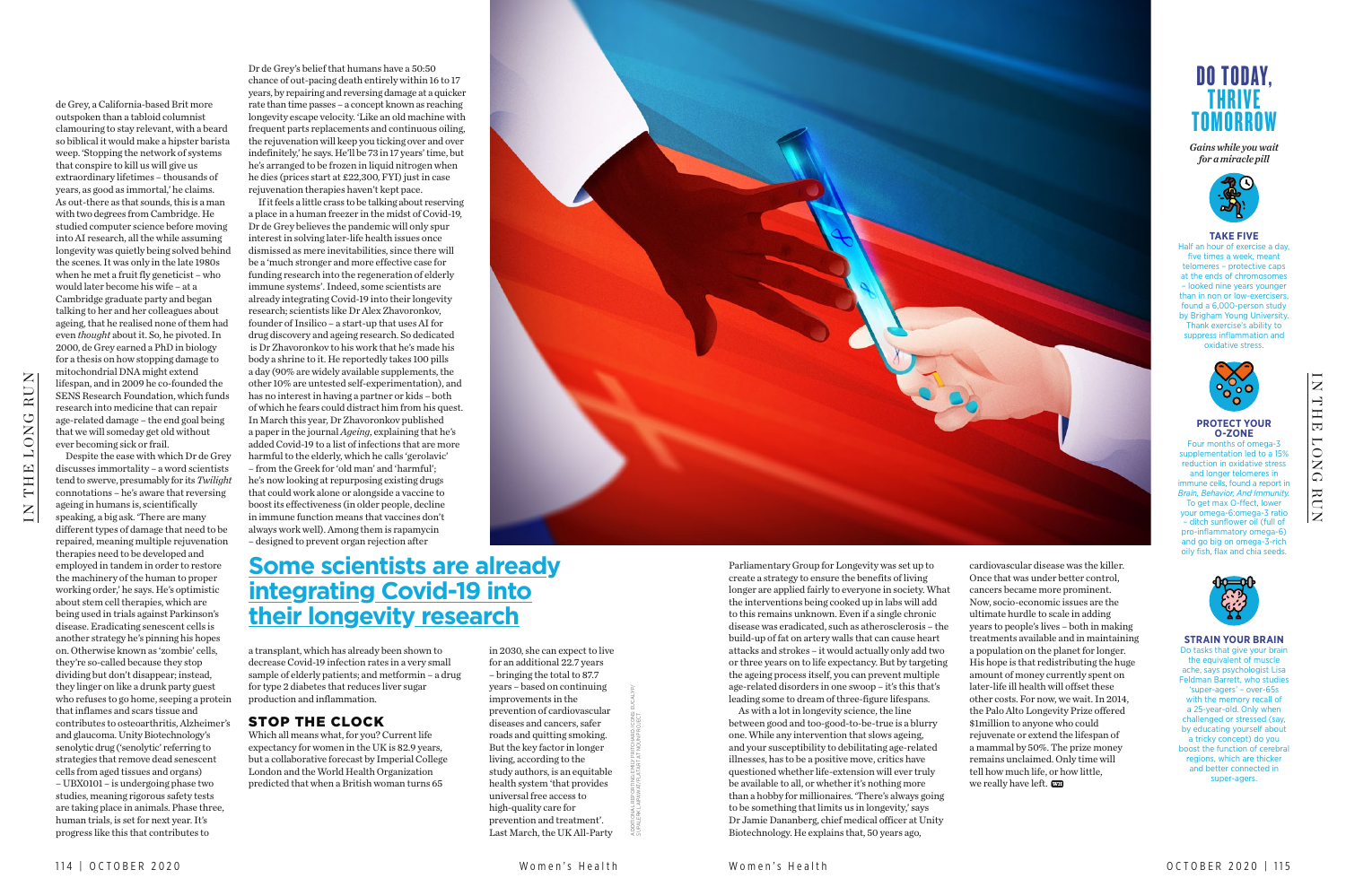de Grey, a California-based Brit more outspoken than a tabloid columnist clamouring to stay relevant, with a beard so biblical it would make a hipster barista weep. 'Stopping the network of systems that conspire to kill us will give us extraordinary lifetimes – thousands of years, as good as immortal,' he claims. As out-there as that sounds, this is a man with two degrees from Cambridge. He studied computer science before moving into AI research, all the while assuming longevity was quietly being solved behind the scenes. It was only in the late 1980s when he met a fruit fly geneticist – who would later become his wife – at a Cambridge graduate party and began talking to her and her colleagues about ageing, that he realised none of them had even *thought* about it. So, he pivoted. In 2000, de Grey earned a PhD in biology for a thesis on how stopping damage to mitochondrial DNA might extend lifespan, and in 2009 he co-founded the SENS Research Foundation, which funds research into medicine that can repair age-related damage – the end goal being that we will someday get old without ever becoming sick or frail.

Despite the ease with which Dr de Grey discusses immortality – a word scientists tend to swerve, presumably for its *Twilight* connotations – he's aware that reversing ageing in humans is, scientifically speaking, a big ask. 'There are many different types of damage that need to be repaired, meaning multiple rejuvenation therapies need to be developed and employed in tandem in order to restore the machinery of the human to proper working order,' he says. He's optimistic about stem cell therapies, which are being used in trials against Parkinson's disease. Eradicating senescent cells is another strategy he's pinning his hopes on. Otherwise known as 'zombie' cells, they're so-called because they stop dividing but don't disappear; instead, they linger on like a drunk party guest who refuses to go home, seeping a protein that inflames and scars tissue and contributes to osteoarthritis, Alzheimer's and glaucoma. Unity Biotechnology's senolytic drug ('senolytic' referring to strategies that remove dead senescent cells from aged tissues and organs) – UBX0101 – is undergoing phase two studies, meaning rigorous safety tests are taking place in animals. Phase three, human trials, is set for next year. It's progress like this that contributes to Dr de Grey's belief that humans have a 50:50 chance of out-pacing death entirely within 16 to 17 years, by repairing and reversing damage at a quicker rate than time passes – a concept known as reaching longevity escape velocity. 'Like an old machine with frequent parts replacements and continuous oiling, the rejuvenation will keep you ticking over and over indefinitely,' he says. He'll be 73 in 17 years' time, but he's arranged to be frozen in liquid nitrogen when he dies (prices start at £22,300, FYI) just in case rejuvenation therapies haven't kept pace.

If it feels a little crass to be talking about reserving a place in a human freezer in the midst of Covid-19, Dr de Grey believes the pandemic will only spur interest in solving later-life health issues once dismissed as mere inevitabilities, since there will be a 'much stronger and more effective case for funding research into the regeneration of elderly immune systems'. Indeed, some scientists are already integrating Covid-19 into their longevity research; scientists like Dr Alex Zhavoronkov, founder of Insilico – a start-up that uses AI for drug discovery and ageing research. So dedicated is Dr Zhavoronkov to his work that he's made his body a shrine to it. He reportedly takes 100 pills a day (90% are widely available supplements, the other 10% are untested self-experimentation), and has no interest in having a partner or kids – both of which he fears could distract him from his quest. In March this year, Dr Zhavoronkov published a paper in the journal *Ageing*, explaining that he's added Covid-19 to a list of infections that are more harmful to the elderly, which he calls 'gerolavic' – from the Greek for 'old man' and 'harmful'; he's now looking at repurposing existing drugs that could work alone or alongside a vaccine to boost its effectiveness (in older people, decline in immune function means that vaccines don't always work well). Among them is rapamycin – designed to prevent organ rejection after a transplant, which has already been shown to decrease Covid-19 infection rates in a very small sample of elderly patients; and metformin – a drug for type 2 diabetes that reduces liver sugar production and inflammation.

## Some scientists are already integrating Covid-19 into their longevity research

### STOP THE CLOCK

Which all means what, for you? Current life expectancy for women in the UK is 82.9 years, but a collaborative forecast by Imperial College London and the World Health Organization predicted that when a British woman turns 65 in 2030, she can expect to live for an additional 22.7 years – bringing the total to 87.7 years – based on continuing improvements in the prevention of cardiovascular diseases and cancers, safer roads and quitting smoking. But the key factor in longer living, according to the study authors, is an equitable health system 'that provides universal free access to high-quality care for prevention and treatment'. Last March, the UK All-Party Parliamentary Group for Longevity was set up to create a strategy to ensure the benefits of living longer are applied fairly to everyone in society. What the interventions being cooked up in labs will add to this remains unknown. Even if a single chronic disease was eradicated, such as atherosclerosis – the build-up of fat on artery walls that can cause heart attacks and strokes – it would actually only add two or three years on to life expectancy. But by targeting the ageing process itself, you can prevent multiple age-related disorders in one swoop – it's this that's leading some to dream of three-figure lifespans.

As with a lot in longevity science, the line between good and too-good-to-be-true is a blurry one. While any intervention that slows ageing, and your susceptibility to debilitating age-related illnesses, has to be a positive move, critics have questioned whether life-extension will ever truly be available to all, or whether it's nothing more than a hobby for millionaires. 'There's always going to be something that limits us in longevity,' says Dr Jamie Dananberg, chief medical officer at Unity Biotechnology. He explains that, 50 years ago, cardiovascular disease was the killer. Once that was under better control, cancers became more prominent. Now, socio-economic issues are the ultimate hurdle to scale in adding years to people's lives – both in making treatments available and in maintaining a population on the planet for longer. His hope is that redistributing the huge amount of money currently spent on later-life ill health will offset these other costs. For now, we wait. In 2014, the Palo Alto Longevity Prize offered $1million to anyone who could rejuvenate or extend the lifespan of a mammal by 50%. The prize money remains unclaimed. Only time will tell how much life, or how little, we really have left.

ADDITIONAL REPORTING: EMILY PRITCHARD. ICONS: EUCALYP, SYMBOLON. ILLUSTRATION: ROBERT HOLMES/PROJECT

## DO TODAY, THRIVE TOMORROW

*Gains while you wait for a miracle pill*

**TAKE FIVE**

Half an hour of exercise a day, five times a week, meant telomeres – protective caps at the ends of chromosomes – looked nine years younger than in non or low-exercisers, found a 6,000-person study by Brigham Young University. Thank exercise's ability to suppress inflammation and oxidative stress.

**PROTECT YOUR O-ZONE**

Four months of omega-3 supplementation led to a 15% reduction in oxidative stress and longer telomeres in immune cells, found a report in *Brain, Behavior, And Immunity*. To get max O-ffect, lower your omega-6:omega-3 ratio – ditch sunflower oil (full of pro-inflammatory omega-6) and go big on omega-3-rich oily fish, flax and chia seeds.

**STRAIN YOUR BRAIN**

Do tasks that give your brain the equivalent of muscle ache, says psychologist Lisa Feldman Barrett, who studies 'super-agers' – over-65s with the memory recall of a 25-year-old. Only when challenged or stressed (say, by educating yourself about a tricky concept) do you boost the function of cerebral regions, which are thicker and better connected in super-agers.